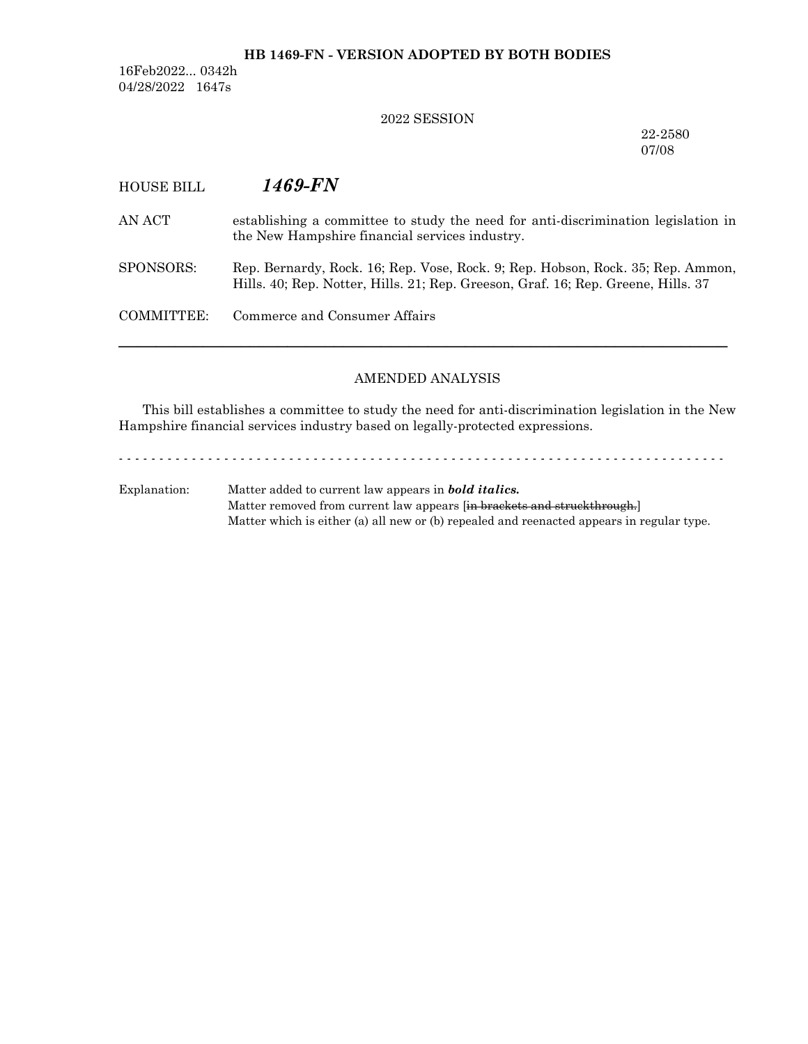**HB 1469-FN - VERSION ADOPTED BY BOTH BODIES**

16Feb2022... 0342h
04/28/2022 1647s

2022 SESSION

22-2580
07/08

HOUSE BILL ***1469-FN***

AN ACT establishing a committee to study the need for anti-discrimination legislation in the New Hampshire financial services industry.

SPONSORS: Rep. Bernardy, Rock. 16; Rep. Vose, Rock. 9; Rep. Hobson, Rock. 35; Rep. Ammon, Hills. 40; Rep. Notter, Hills. 21; Rep. Greeson, Graf. 16; Rep. Greene, Hills. 37

COMMITTEE: Commerce and Consumer Affairs

---

AMENDED ANALYSIS

This bill establishes a committee to study the need for anti-discrimination legislation in the New Hampshire financial services industry based on legally-protected expressions.

- - - - - - - - - - - - - - - - - - - - - - - - - - - - - - - - - - - - - - - - - - - - - - - - - - - - - - - - - - - - - - - - - - - - - - - - - - -

Explanation: Matter added to current law appears in ***bold italics.***
Matter removed from current law appears [~~in brackets and struckthrough.~~]
Matter which is either (a) all new or (b) repealed and reenacted appears in regular type.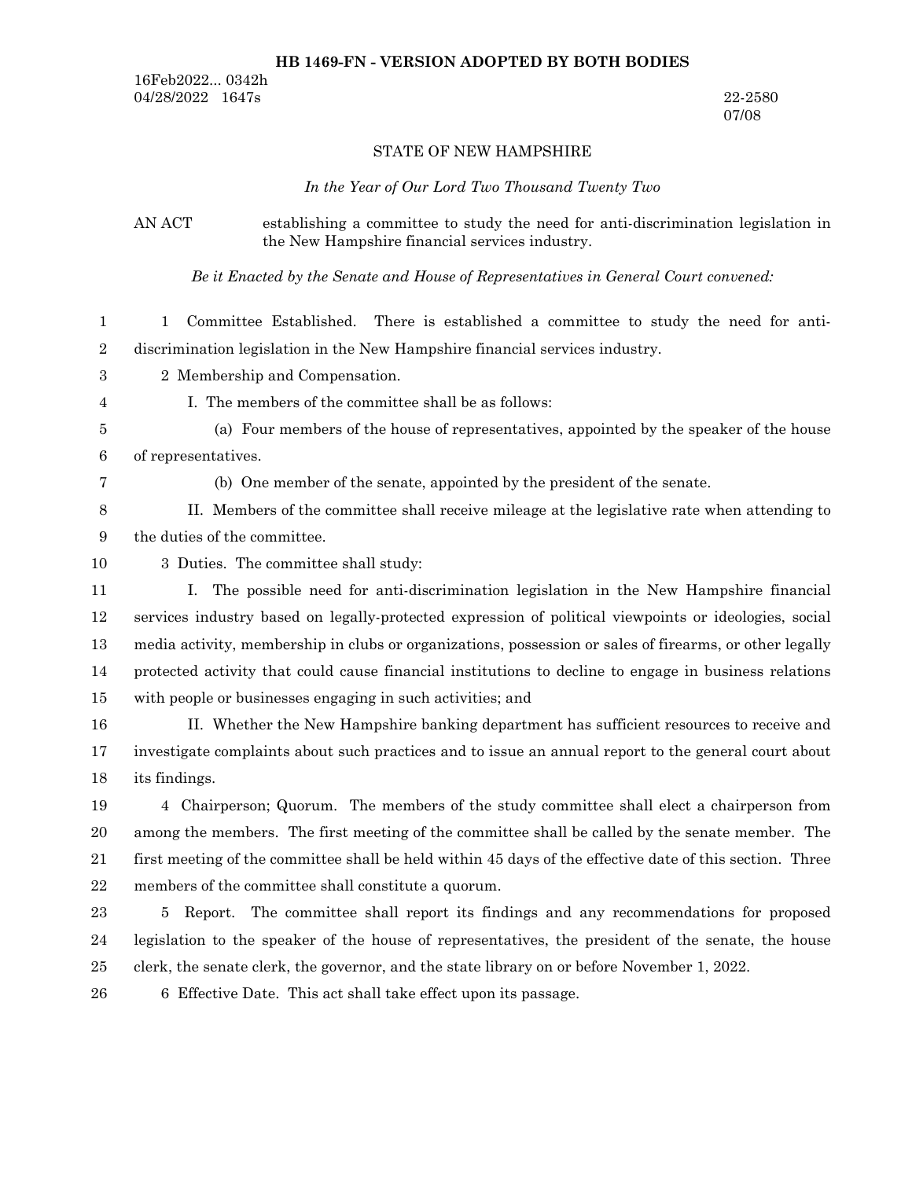**HB 1469-FN - VERSION ADOPTED BY BOTH BODIES**

16Feb2022... 0342h
04/28/2022 1647s

22-2580
07/08

STATE OF NEW HAMPSHIRE

*In the Year of Our Lord Two Thousand Twenty Two*

AN ACT establishing a committee to study the need for anti-discrimination legislation in the New Hampshire financial services industry.

*Be it Enacted by the Senate and House of Representatives in General Court convened:*

1 Committee Established. There is established a committee to study the need for anti-discrimination legislation in the New Hampshire financial services industry.

2 Membership and Compensation.

I. The members of the committee shall be as follows:

(a) Four members of the house of representatives, appointed by the speaker of the house of representatives.

(b) One member of the senate, appointed by the president of the senate.

II. Members of the committee shall receive mileage at the legislative rate when attending to the duties of the committee.

3 Duties. The committee shall study:

I. The possible need for anti-discrimination legislation in the New Hampshire financial services industry based on legally-protected expression of political viewpoints or ideologies, social media activity, membership in clubs or organizations, possession or sales of firearms, or other legally protected activity that could cause financial institutions to decline to engage in business relations with people or businesses engaging in such activities; and

II. Whether the New Hampshire banking department has sufficient resources to receive and investigate complaints about such practices and to issue an annual report to the general court about its findings.

4 Chairperson; Quorum. The members of the study committee shall elect a chairperson from among the members. The first meeting of the committee shall be called by the senate member. The first meeting of the committee shall be held within 45 days of the effective date of this section. Three members of the committee shall constitute a quorum.

5 Report. The committee shall report its findings and any recommendations for proposed legislation to the speaker of the house of representatives, the president of the senate, the house clerk, the senate clerk, the governor, and the state library on or before November 1, 2022.

6 Effective Date. This act shall take effect upon its passage.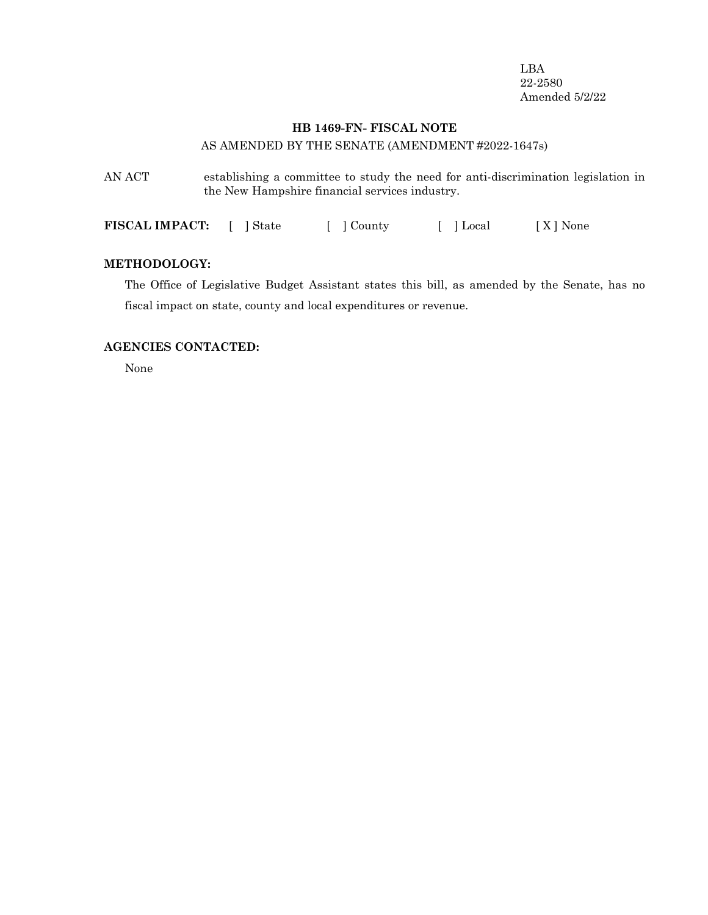LBA
22-2580
Amended 5/2/22

**HB 1469-FN- FISCAL NOTE**

AS AMENDED BY THE SENATE (AMENDMENT #2022-1647s)

AN ACT establishing a committee to study the need for anti-discrimination legislation in the New Hampshire financial services industry.

**FISCAL IMPACT:** [ ] State [ ] County [ ] Local [ X ] None

**METHODOLOGY:**

The Office of Legislative Budget Assistant states this bill, as amended by the Senate, has no fiscal impact on state, county and local expenditures or revenue.

**AGENCIES CONTACTED:**

None